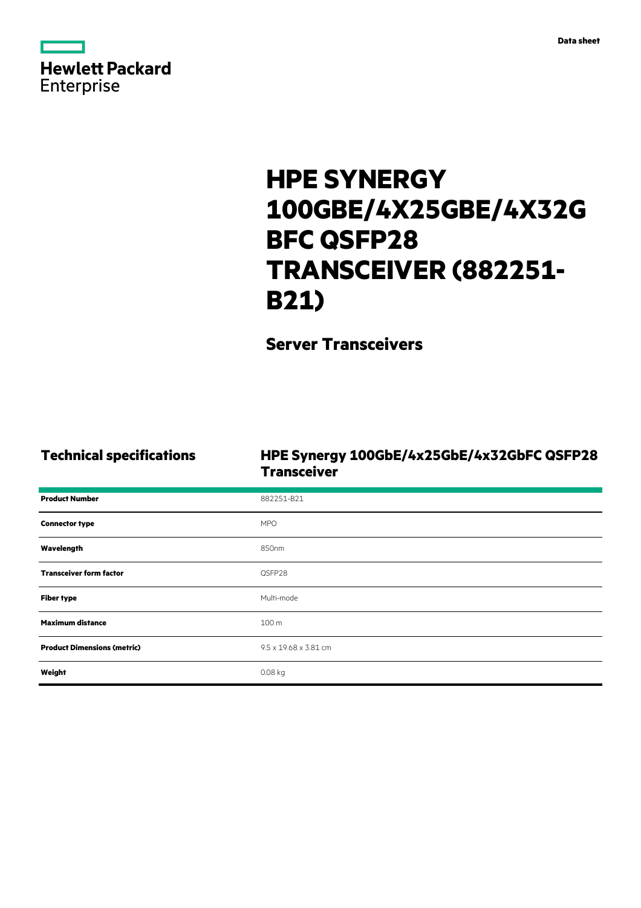Hewlett Packard Enterprise

Data sheet

# HPE SYNERGY 100GBE/4X25GBE/4X32GBFC QSFP28 TRANSCEIVER (882251-B21)

## Server Transceivers

## Technical specifications

### HPE Synergy 100GbE/4x25GbE/4x32GbFC QSFP28 Transceiver

| | |
|---|---|
| **Product Number** | 882251-B21 |
| **Connector type** | MPO |
| **Wavelength** | 850nm |
| **Transceiver form factor** | QSFP28 |
| **Fiber type** | Multi-mode |
| **Maximum distance** | 100 m |
| **Product Dimensions (metric)** | 9.5 x 19.68 x 3.81 cm |
| **Weight** | 0.08 kg |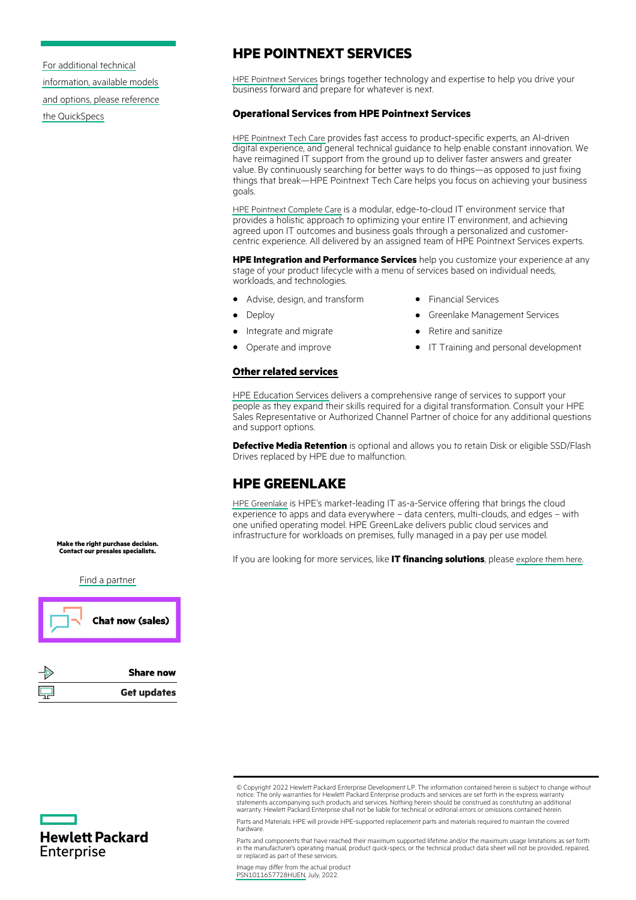For additional technical information, available models and options, please reference the QuickSpecs

## HPE POINTNEXT SERVICES

HPE Pointnext Services brings together technology and expertise to help you drive your business forward and prepare for whatever is next.

### Operational Services from HPE Pointnext Services

HPE Pointnext Tech Care provides fast access to product-specific experts, an AI-driven digital experience, and general technical guidance to help enable constant innovation. We have reimagined IT support from the ground up to deliver faster answers and greater value. By continuously searching for better ways to do things—as opposed to just fixing things that break—HPE Pointnext Tech Care helps you focus on achieving your business goals.

HPE Pointnext Complete Care is a modular, edge-to-cloud IT environment service that provides a holistic approach to optimizing your entire IT environment, and achieving agreed upon IT outcomes and business goals through a personalized and customer-centric experience. All delivered by an assigned team of HPE Pointnext Services experts.

**HPE Integration and Performance Services** help you customize your experience at any stage of your product lifecycle with a menu of services based on individual needs, workloads, and technologies.

- Advise, design, and transform
- Deploy
- Integrate and migrate
- Operate and improve
- Financial Services
- Greenlake Management Services
- Retire and sanitize
- IT Training and personal development

### Other related services

HPE Education Services delivers a comprehensive range of services to support your people as they expand their skills required for a digital transformation. Consult your HPE Sales Representative or Authorized Channel Partner of choice for any additional questions and support options.

**Defective Media Retention** is optional and allows you to retain Disk or eligible SSD/Flash Drives replaced by HPE due to malfunction.

## HPE GREENLAKE

HPE Greenlake is HPE's market-leading IT as-a-Service offering that brings the cloud experience to apps and data everywhere – data centers, multi-clouds, and edges – with one unified operating model. HPE GreenLake delivers public cloud services and infrastructure for workloads on premises, fully managed in a pay per use model.

If you are looking for more services, like **IT financing solutions**, please explore them here.

**Make the right purchase decision. Contact our presales specialists.**

Find a partner

**Chat now (sales)**

**Share now**

**Get updates**

Hewlett Packard Enterprise

© Copyright 2022 Hewlett Packard Enterprise Development LP. The information contained herein is subject to change without notice. The only warranties for Hewlett Packard Enterprise products and services are set forth in the express warranty statements accompanying such products and services. Nothing herein should be construed as constituting an additional warranty. Hewlett Packard Enterprise shall not be liable for technical or editorial errors or omissions contained herein.

Parts and Materials: HPE will provide HPE-supported replacement parts and materials required to maintain the covered hardware.

Parts and components that have reached their maximum supported lifetime and/or the maximum usage limitations as set forth in the manufacturer's operating manual, product quick-specs, or the technical product data sheet will not be provided, repaired, or replaced as part of these services.

Image may differ from the actual product

PSN1011657728HUEN, July, 2022.